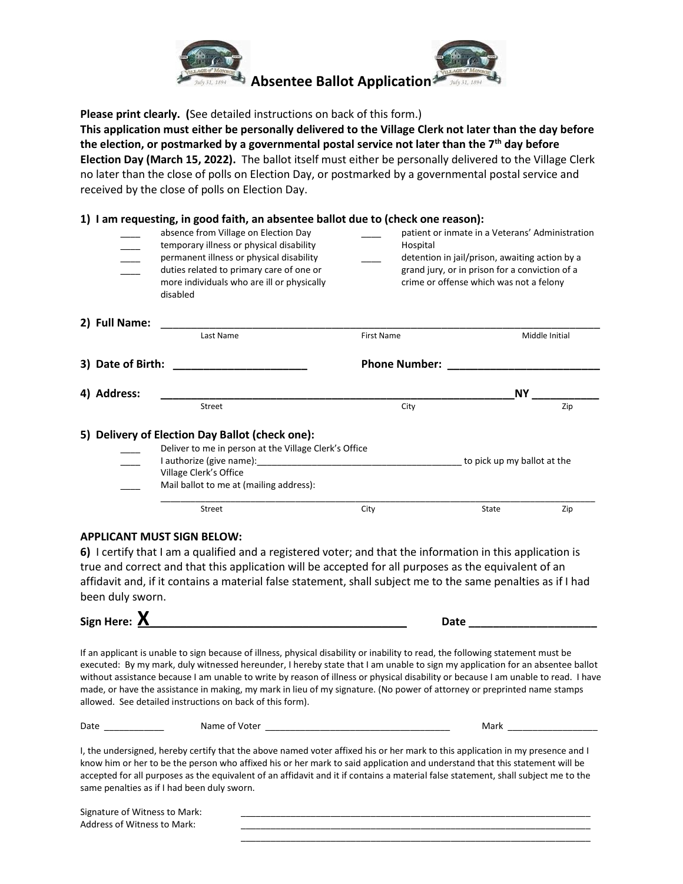# Absentee Ballot Application

**Please print clearly.** **(**See detailed instructions on back of this form.)

**This application must either be personally delivered to the Village Clerk not later than the day before the election, or postmarked by a governmental postal service not later than the 7th day before Election Day (March 15, 2022).** The ballot itself must either be personally delivered to the Village Clerk no later than the close of polls on Election Day, or postmarked by a governmental postal service and received by the close of polls on Election Day.

**1) I am requesting, in good faith, an absentee ballot due to (check one reason):**

- ____ absence from Village on Election Day
- ____ temporary illness or physical disability
- ____ permanent illness or physical disability
- ____ duties related to primary care of one or more individuals who are ill or physically disabled
- ____ patient or inmate in a Veterans' Administration Hospital
- ____ detention in jail/prison, awaiting action by a grand jury, or in prison for a conviction of a crime or offense which was not a felony

**2) Full Name:** ______________________________________________
Last Name — First Name — Middle Initial

**3) Date of Birth:** ____________________ **Phone Number:** ____________________

**4) Address:** ______________________________________________ **NY** __________
Street — City — Zip

**5) Delivery of Election Day Ballot (check one):**

- ____ Deliver to me in person at the Village Clerk's Office
- ____ I authorize (give name):________________________________ to pick up my ballot at the Village Clerk's Office
- ____ Mail ballot to me at (mailing address):

______________________________________________
Street — City — State — Zip

**APPLICANT MUST SIGN BELOW:**

**6)** I certify that I am a qualified and a registered voter; and that the information in this application is true and correct and that this application will be accepted for all purposes as the equivalent of an affidavit and, if it contains a material false statement, shall subject me to the same penalties as if I had been duly sworn.

**Sign Here: X**________________________________ **Date** ____________________

If an applicant is unable to sign because of illness, physical disability or inability to read, the following statement must be executed: By my mark, duly witnessed hereunder, I hereby state that I am unable to sign my application for an absentee ballot without assistance because I am unable to write by reason of illness or physical disability or because I am unable to read. I have made, or have the assistance in making, my mark in lieu of my signature. (No power of attorney or preprinted name stamps allowed. See detailed instructions on back of this form).

Date ____________ Name of Voter ________________________________ Mark ________________

I, the undersigned, hereby certify that the above named voter affixed his or her mark to this application in my presence and I know him or her to be the person who affixed his or her mark to said application and understand that this statement will be accepted for all purposes as the equivalent of an affidavit and it if contains a material false statement, shall subject me to the same penalties as if I had been duly sworn.

Signature of Witness to Mark: ________________________________

Address of Witness to Mark: ________________________________

________________________________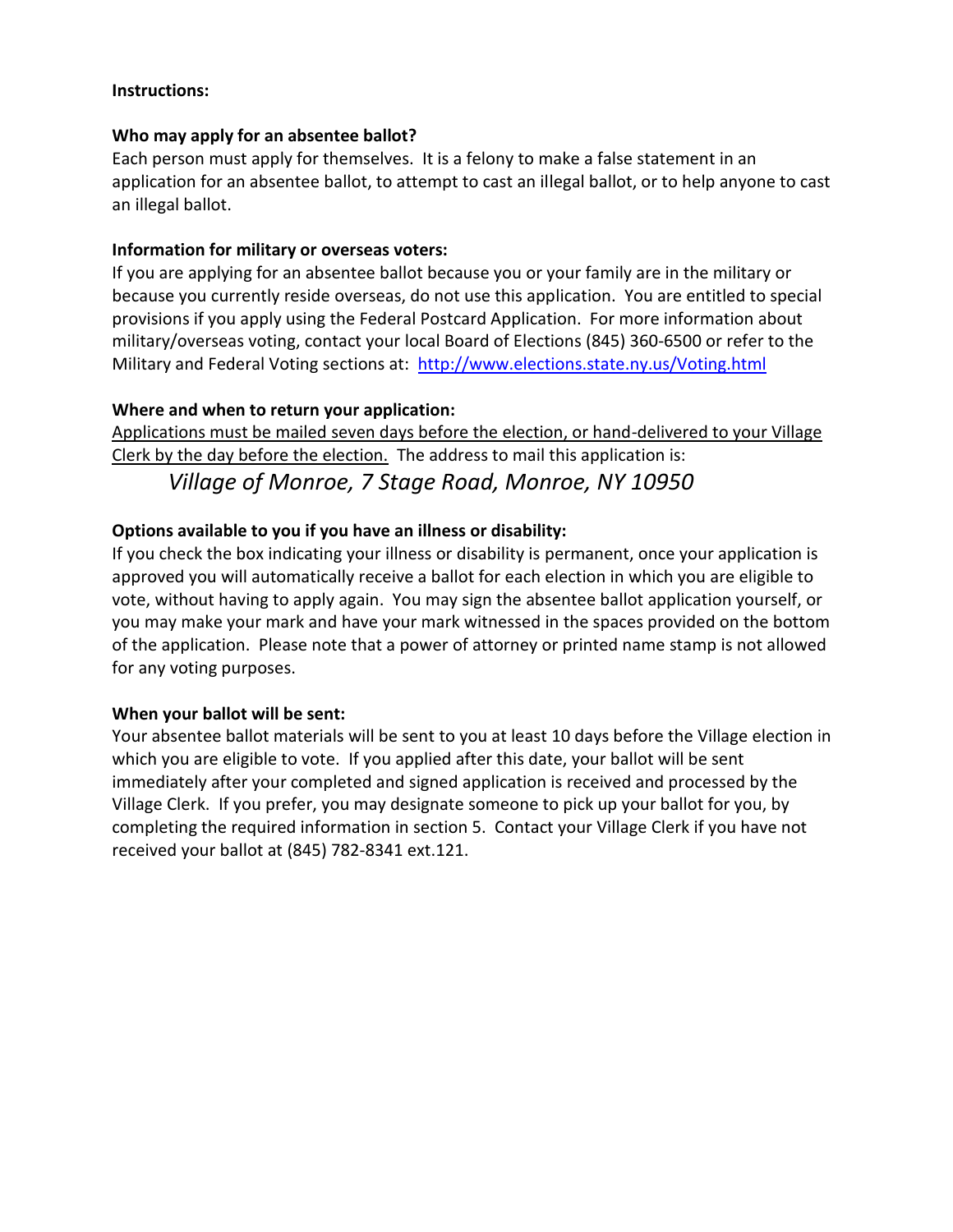**Instructions:**

**Who may apply for an absentee ballot?**

Each person must apply for themselves. It is a felony to make a false statement in an application for an absentee ballot, to attempt to cast an illegal ballot, or to help anyone to cast an illegal ballot.

**Information for military or overseas voters:**

If you are applying for an absentee ballot because you or your family are in the military or because you currently reside overseas, do not use this application. You are entitled to special provisions if you apply using the Federal Postcard Application. For more information about military/overseas voting, contact your local Board of Elections (845) 360-6500 or refer to the Military and Federal Voting sections at: [http://www.elections.state.ny.us/Voting.html](http://www.elections.state.ny.us/Voting.html)

**Where and when to return your application:**

Applications must be mailed seven days before the election, or hand-delivered to your Village Clerk by the day before the election. The address to mail this application is:

*Village of Monroe, 7 Stage Road, Monroe, NY 10950*

**Options available to you if you have an illness or disability:**

If you check the box indicating your illness or disability is permanent, once your application is approved you will automatically receive a ballot for each election in which you are eligible to vote, without having to apply again. You may sign the absentee ballot application yourself, or you may make your mark and have your mark witnessed in the spaces provided on the bottom of the application. Please note that a power of attorney or printed name stamp is not allowed for any voting purposes.

**When your ballot will be sent:**

Your absentee ballot materials will be sent to you at least 10 days before the Village election in which you are eligible to vote. If you applied after this date, your ballot will be sent immediately after your completed and signed application is received and processed by the Village Clerk. If you prefer, you may designate someone to pick up your ballot for you, by completing the required information in section 5. Contact your Village Clerk if you have not received your ballot at (845) 782-8341 ext.121.